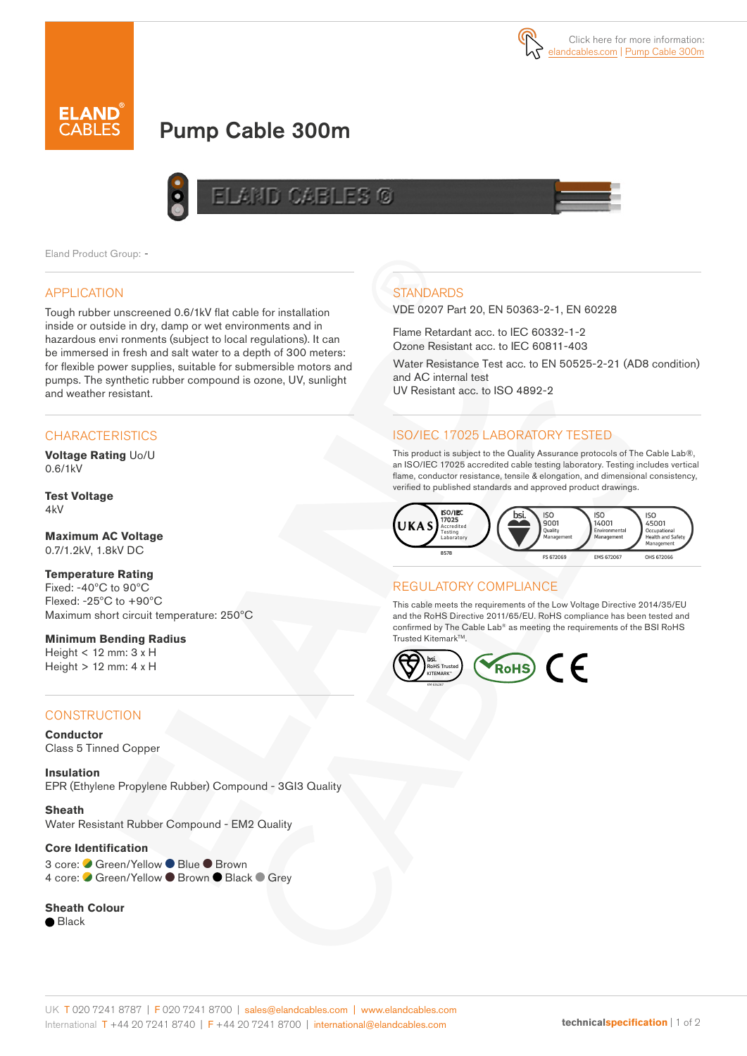Click here for more information: elandcables.com | Pump Cable 300m

# Pump Cable 300m

Eland Product Group: -

## APPLICATION

Tough rubber unscreened 0.6/1kV flat cable for installation inside or outside in dry, damp or wet environments and in hazardous envi ronments (subject to local regulations). It can be immersed in fresh and salt water to a depth of 300 meters: for flexible power supplies, suitable for submersible motors and pumps. The synthetic rubber compound is ozone, UV, sunlight and weather resistant.

## CHARACTERISTICS

**Voltage Rating** Uo/U
0.6/1kV

**Test Voltage**
4kV

**Maximum AC Voltage**
0.7/1.2kV, 1.8kV DC

**Temperature Rating**
Fixed: -40°C to 90°C
Flexed: -25°C to +90°C
Maximum short circuit temperature: 250°C

**Minimum Bending Radius**
Height < 12 mm: 3 x H
Height > 12 mm: 4 x H

## CONSTRUCTION

**Conductor**
Class 5 Tinned Copper

**Insulation**
EPR (Ethylene Propylene Rubber) Compound - 3GI3 Quality

**Sheath**
Water Resistant Rubber Compound - EM2 Quality

**Core Identification**
3 core: Green/Yellow, Blue, Brown
4 core: Green/Yellow, Brown, Black, Grey

**Sheath Colour**
Black

## STANDARDS

VDE 0207 Part 20, EN 50363-2-1, EN 60228

Flame Retardant acc. to IEC 60332-1-2
Ozone Resistant acc. to IEC 60811-403

Water Resistance Test acc. to EN 50525-2-21 (AD8 condition) and AC internal test
UV Resistant acc. to ISO 4892-2

## ISO/IEC 17025 LABORATORY TESTED

This product is subject to the Quality Assurance protocols of The Cable Lab®, an ISO/IEC 17025 accredited cable testing laboratory. Testing includes vertical flame, conductor resistance, tensile & elongation, and dimensional consistency, verified to published standards and approved product drawings.

UKAS ISO/IEC 17025 Accredited Testing Laboratory 8578 | bsi. ISO 9001 Quality Management FS 672069 | ISO 14001 Environmental Management EMS 672067 | ISO 45001 Occupational Health and Safety Management OHS 672066

## REGULATORY COMPLIANCE

This cable meets the requirements of the Low Voltage Directive 2014/35/EU and the RoHS Directive 2011/65/EU. RoHS compliance has been tested and confirmed by The Cable Lab® as meeting the requirements of the BSI RoHS Trusted Kitemark™.

bsi. RoHS Trusted KITEMARK™ | RoHS | CE

UK T 020 7241 8787 | F 020 7241 8700 | sales@elandcables.com | www.elandcables.com
International T +44 20 7241 8740 | F +44 20 7241 8700 | international@elandcables.com

technicalspecification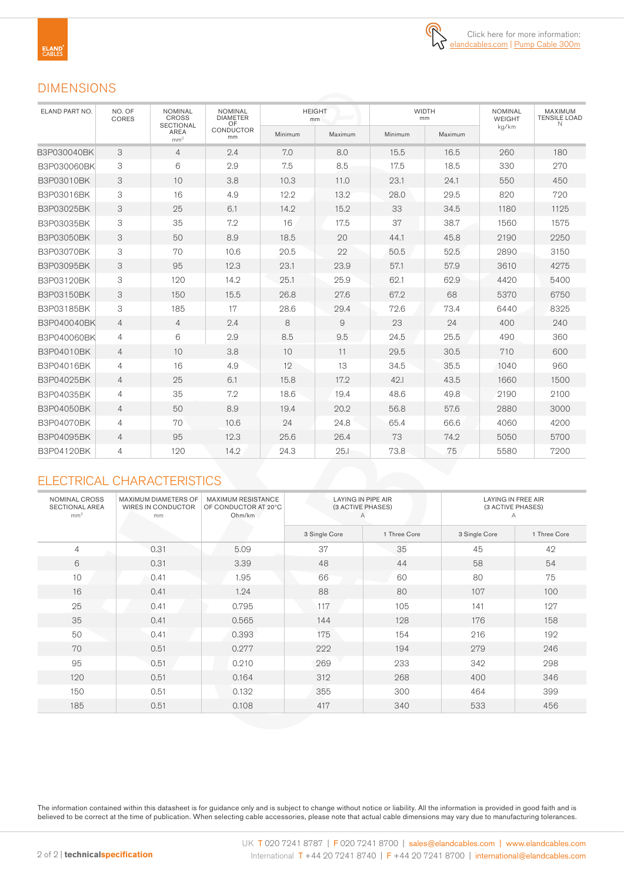Click here for more information: elandcables.com | Pump Cable 300m

## DIMENSIONS

| ELAND PART NO. | NO. OF CORES | NOMINAL CROSS SECTIONAL AREA mm² | NOMINAL DIAMETER OF CONDUCTOR mm | HEIGHT mm | | WIDTH mm | | NOMINAL WEIGHT kg/km | MAXIMUM TENSILE LOAD N |
|---|---|---|---|---|---|---|---|---|---|
| | | | | Minimum | Maximum | Minimum | Maximum | | |
| B3P030040BK | 3 | 4 | 2.4 | 7.0 | 8.0 | 15.5 | 16.5 | 260 | 180 |
| B3P030060BK | 3 | 6 | 2.9 | 7.5 | 8.5 | 17.5 | 18.5 | 330 | 270 |
| B3P03010BK | 3 | 10 | 3.8 | 10.3 | 11.0 | 23.1 | 24.1 | 550 | 450 |
| B3P03016BK | 3 | 16 | 4.9 | 12.2 | 13.2 | 28.0 | 29.5 | 820 | 720 |
| B3P03025BK | 3 | 25 | 6.1 | 14.2 | 15.2 | 33 | 34.5 | 1180 | 1125 |
| B3P03035BK | 3 | 35 | 7.2 | 16 | 17.5 | 37 | 38.7 | 1560 | 1575 |
| B3P03050BK | 3 | 50 | 8.9 | 18.5 | 20 | 44.1 | 45.8 | 2190 | 2250 |
| B3P03070BK | 3 | 70 | 10.6 | 20.5 | 22 | 50.5 | 52.5 | 2890 | 3150 |
| B3P03095BK | 3 | 95 | 12.3 | 23.1 | 23.9 | 57.1 | 57.9 | 3610 | 4275 |
| B3P03120BK | 3 | 120 | 14.2 | 25.1 | 25.9 | 62.1 | 62.9 | 4420 | 5400 |
| B3P03150BK | 3 | 150 | 15.5 | 26.8 | 27.6 | 67.2 | 68 | 5370 | 6750 |
| B3P03185BK | 3 | 185 | 17 | 28.6 | 29.4 | 72.6 | 73.4 | 6440 | 8325 |
| B3P040040BK | 4 | 4 | 2.4 | 8 | 9 | 23 | 24 | 400 | 240 |
| B3P040060BK | 4 | 6 | 2.9 | 8.5 | 9.5 | 24.5 | 25.5 | 490 | 360 |
| B3P04010BK | 4 | 10 | 3.8 | 10 | 11 | 29.5 | 30.5 | 710 | 600 |
| B3P04016BK | 4 | 16 | 4.9 | 12 | 13 | 34.5 | 35.5 | 1040 | 960 |
| B3P04025BK | 4 | 25 | 6.1 | 15.8 | 17.2 | 42.1 | 43.5 | 1660 | 1500 |
| B3P04035BK | 4 | 35 | 7.2 | 18.6 | 19.4 | 48.6 | 49.8 | 2190 | 2100 |
| B3P04050BK | 4 | 50 | 8.9 | 19.4 | 20.2 | 56.8 | 57.6 | 2880 | 3000 |
| B3P04070BK | 4 | 70 | 10.6 | 24 | 24.8 | 65.4 | 66.6 | 4060 | 4200 |
| B3P04095BK | 4 | 95 | 12.3 | 25.6 | 26.4 | 73 | 74.2 | 5050 | 5700 |
| B3P04120BK | 4 | 120 | 14.2 | 24.3 | 25.1 | 73.8 | 75 | 5580 | 7200 |

## ELECTRICAL CHARACTERISTICS

| NOMINAL CROSS SECTIONAL AREA mm² | MAXIMUM DIAMETERS OF WIRES IN CONDUCTOR mm | MAXIMUM RESISTANCE OF CONDUCTOR AT 20°C Ohm/km | LAYING IN PIPE AIR (3 ACTIVE PHASES) A | | LAYING IN FREE AIR (3 ACTIVE PHASES) A | |
|---|---|---|---|---|---|---|
| | | | 3 Single Core | 1 Three Core | 3 Single Core | 1 Three Core |
| 4 | 0.31 | 5.09 | 37 | 35 | 45 | 42 |
| 6 | 0.31 | 3.39 | 48 | 44 | 58 | 54 |
| 10 | 0.41 | 1.95 | 66 | 60 | 80 | 75 |
| 16 | 0.41 | 1.24 | 88 | 80 | 107 | 100 |
| 25 | 0.41 | 0.795 | 117 | 105 | 141 | 127 |
| 35 | 0.41 | 0.565 | 144 | 128 | 176 | 158 |
| 50 | 0.41 | 0.393 | 175 | 154 | 216 | 192 |
| 70 | 0.51 | 0.277 | 222 | 194 | 279 | 246 |
| 95 | 0.51 | 0.210 | 269 | 233 | 342 | 298 |
| 120 | 0.51 | 0.164 | 312 | 268 | 400 | 346 |
| 150 | 0.51 | 0.132 | 355 | 300 | 464 | 399 |
| 185 | 0.51 | 0.108 | 417 | 340 | 533 | 456 |

The information contained within this datasheet is for guidance only and is subject to change without notice or liability. All the information is provided in good faith and is believed to be correct at the time of publication. When selecting cable accessories, please note that actual cable dimensions may vary due to manufacturing tolerances.

UK T 020 7241 8787 | F 020 7241 8700 | sales@elandcables.com | www.elandcables.com
International T +44 20 7241 8740 | F +44 20 7241 8700 | international@elandcables.com